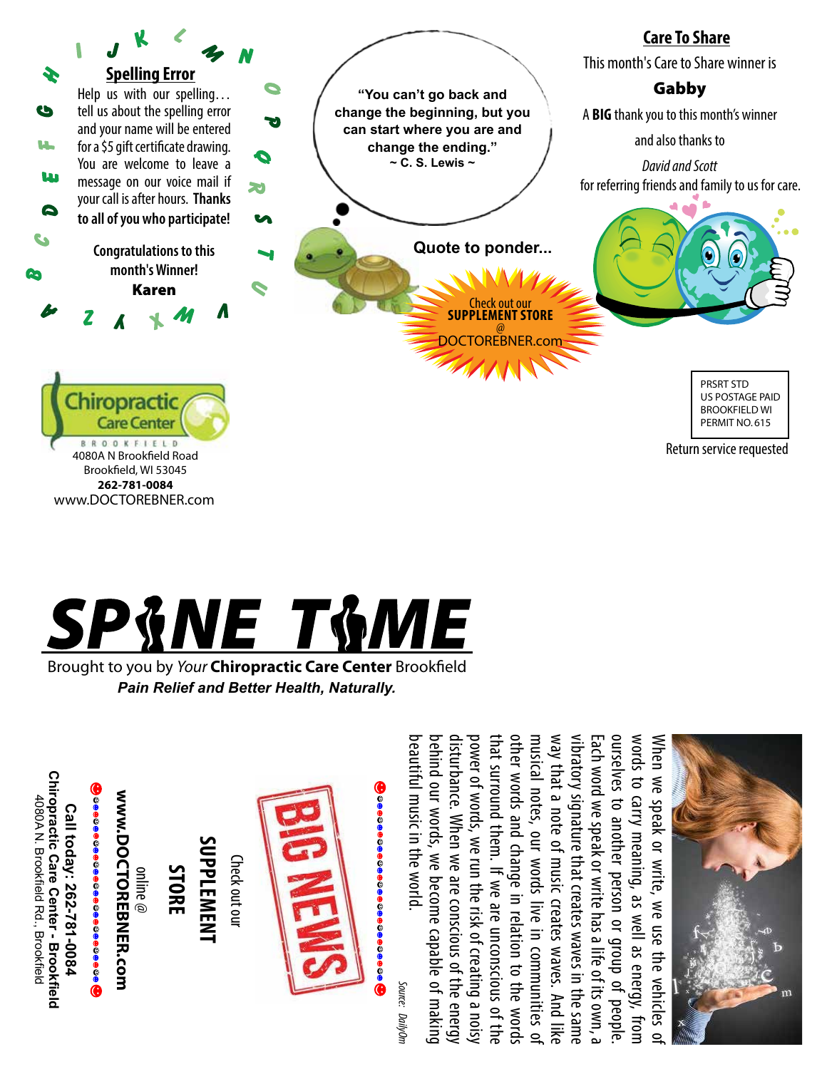## Spelling Error

Help us with our spelling… tell us about the spelling error and your name will be entered for a $5 gift certificate drawing. You are welcome to leave a message on our voice mail if your call is after hours. **Thanks to all of you who participate!**

Congratulations to this month's Winner!

**Karen**

"You can't go back and change the beginning, but you can start where you are and change the ending."
~ C. S. Lewis ~

**Quote to ponder...**

Check out our **SUPPLEMENT STORE** @ DOCTOREBNER.com

## Care To Share

This month's Care to Share winner is

**Gabby**

A **BIG** thank you to this month's winner and also thanks to

*David and Scott*

for referring friends and family to us for care.

Chiropractic Care Center
BROOKFIELD
4080A N Brookfield Road
Brookfield, WI 53045
**262-781-0084**
www.DOCTOREBNER.com

PRSRT STD
US POSTAGE PAID
BROOKFIELD WI
PERMIT NO. 615

Return service requested

# SPINE TIME

Brought to you by *Your* **Chiropractic Care Center** Brookfield

***Pain Relief and Better Health, Naturally.***

When we speak or write, we use the vehicles of words to carry meaning, as well as energy, from ourselves to another person or group of people. Each word we speak or write has a life of its own, a vibratory signature that creates waves in the same way that a note of music creates waves. And like musical notes, our words live in communities of other words and change in relation to the words that surround them. If we are unconscious of the power of words, we run the risk of creating a noisy disturbance. When we are conscious of the energy behind our words, we become capable of making beautiful music in the world.

*Source: DailyOm*

**BIG NEWS**

Check out our **SUPPLEMENT STORE** online @ **www.DOCTOREBNER.com**

**Call today: 262-781-0084**

**Chiropractic Care Center - Brookfield**
4080A N. Brookfield Rd., Brookfield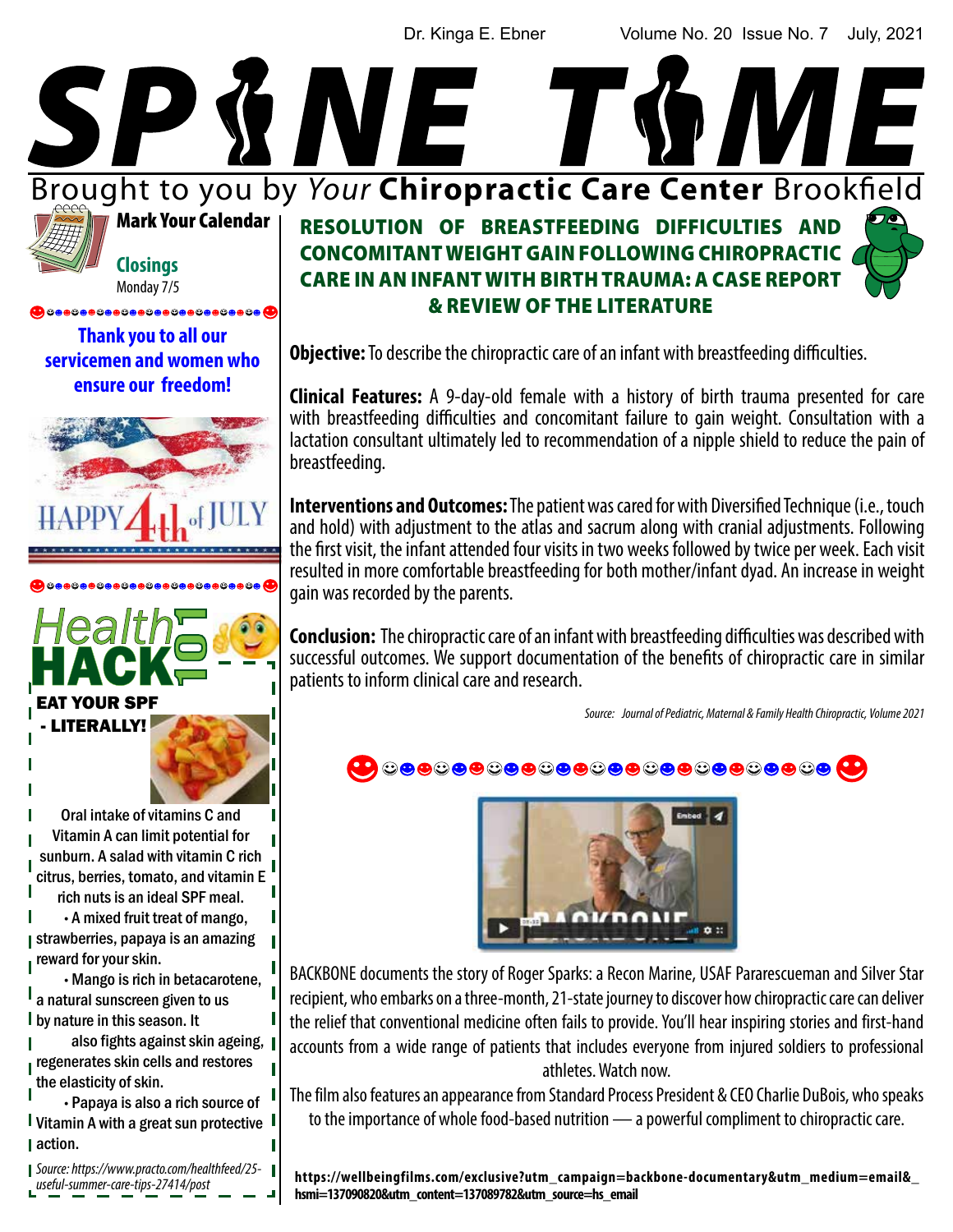Dr. Kinga E. Ebner Volume No. 20 Issue No. 7 July, 2021

# SPINE TIME

Brought to you by *Your* **Chiropractic Care Center** Brookfield

## Mark Your Calendar

**Closings**

Monday 7/5

**Thank you to all our servicemen and women who ensure our freedom!**

HAPPY 4th of JULY

## Health HACK 101

**EAT YOUR SPF - LITERALLY!**

Oral intake of vitamins C and Vitamin A can limit potential for sunburn. A salad with vitamin C rich citrus, berries, tomato, and vitamin E rich nuts is an ideal SPF meal.

- A mixed fruit treat of mango, strawberries, papaya is an amazing reward for your skin.
- Mango is rich in betacarotene, a natural sunscreen given to us by nature in this season. It also fights against skin ageing, regenerates skin cells and restores the elasticity of skin.
- Papaya is also a rich source of Vitamin A with a great sun protective action.

*Source: https://www.practo.com/healthfeed/25-useful-summer-care-tips-27414/post*

## RESOLUTION OF BREASTFEEDING DIFFICULTIES AND CONCOMITANT WEIGHT GAIN FOLLOWING CHIROPRACTIC CARE IN AN INFANT WITH BIRTH TRAUMA: A CASE REPORT & REVIEW OF THE LITERATURE

**Objective:** To describe the chiropractic care of an infant with breastfeeding difficulties.

**Clinical Features:** A 9-day-old female with a history of birth trauma presented for care with breastfeeding difficulties and concomitant failure to gain weight. Consultation with a lactation consultant ultimately led to recommendation of a nipple shield to reduce the pain of breastfeeding.

**Interventions and Outcomes:** The patient was cared for with Diversified Technique (i.e., touch and hold) with adjustment to the atlas and sacrum along with cranial adjustments. Following the first visit, the infant attended four visits in two weeks followed by twice per week. Each visit resulted in more comfortable breastfeeding for both mother/infant dyad. An increase in weight gain was recorded by the parents.

**Conclusion:** The chiropractic care of an infant with breastfeeding difficulties was described with successful outcomes. We support documentation of the benefits of chiropractic care in similar patients to inform clinical care and research.

*Source: Journal of Pediatric, Maternal & Family Health Chiropractic, Volume 2021*

BACKBONE documents the story of Roger Sparks: a Recon Marine, USAF Pararescueman and Silver Star recipient, who embarks on a three-month, 21-state journey to discover how chiropractic care can deliver the relief that conventional medicine often fails to provide. You'll hear inspiring stories and first-hand accounts from a wide range of patients that includes everyone from injured soldiers to professional athletes. Watch now.

The film also features an appearance from Standard Process President & CEO Charlie DuBois, who speaks to the importance of whole food-based nutrition — a powerful compliment to chiropractic care.

**https://wellbeingfilms.com/exclusive?utm_campaign=backbone-documentary&utm_medium=email&_hsmi=137090820&utm_content=137089782&utm_source=hs_email**